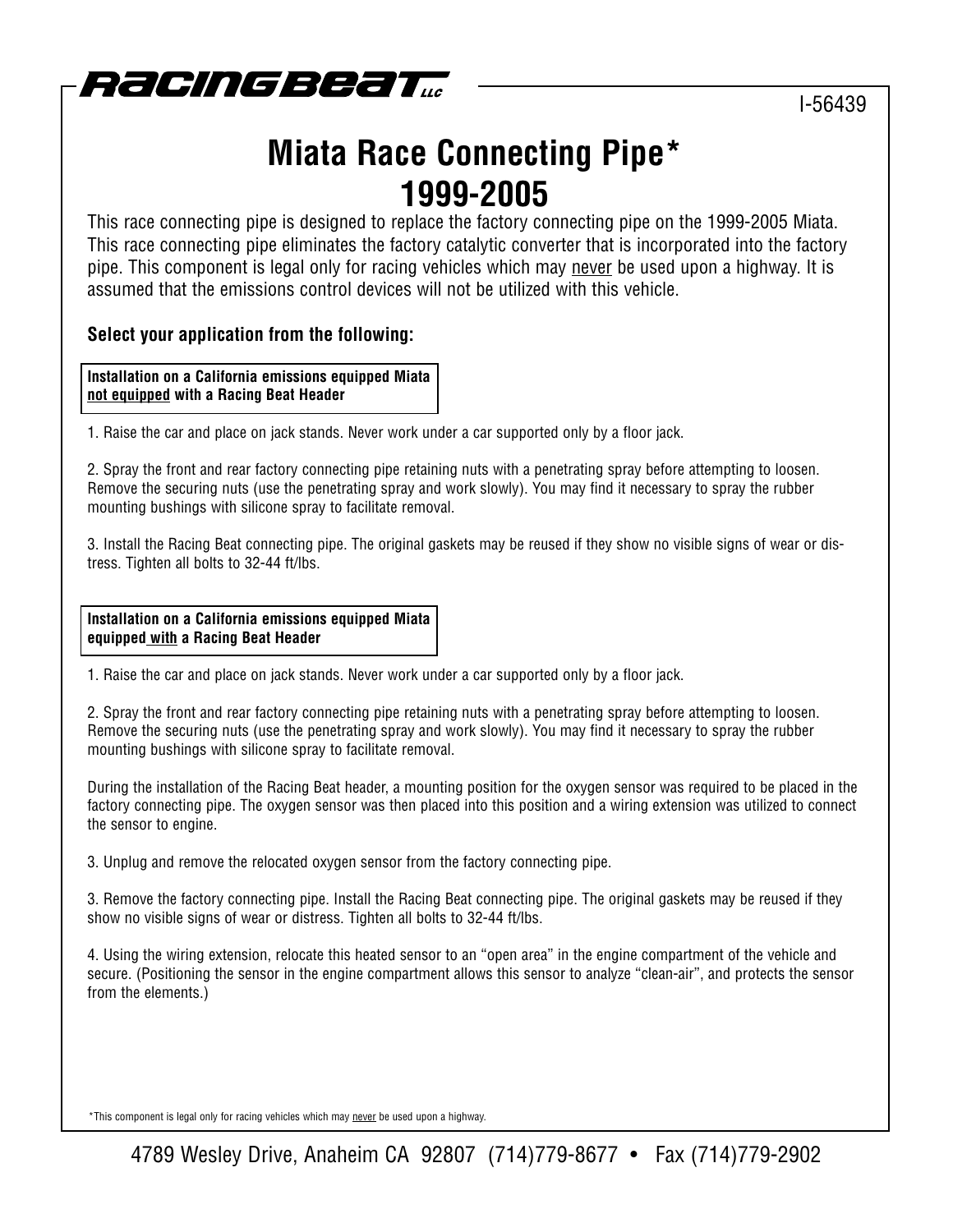RACINGBEAT LLC

I-56439

# Miata Race Connecting Pipe*
# 1999-2005

This race connecting pipe is designed to replace the factory connecting pipe on the 1999-2005 Miata. This race connecting pipe eliminates the factory catalytic converter that is incorporated into the factory pipe. This component is legal only for racing vehicles which may never be used upon a highway. It is assumed that the emissions control devices will not be utilized with this vehicle.

**Select your application from the following:**

**Installation on a California emissions equipped Miata not equipped with a Racing Beat Header**

1. Raise the car and place on jack stands. Never work under a car supported only by a floor jack.

2. Spray the front and rear factory connecting pipe retaining nuts with a penetrating spray before attempting to loosen. Remove the securing nuts (use the penetrating spray and work slowly). You may find it necessary to spray the rubber mounting bushings with silicone spray to facilitate removal.

3. Install the Racing Beat connecting pipe. The original gaskets may be reused if they show no visible signs of wear or distress. Tighten all bolts to 32-44 ft/lbs.

**Installation on a California emissions equipped Miata equipped with a Racing Beat Header**

1. Raise the car and place on jack stands. Never work under a car supported only by a floor jack.

2. Spray the front and rear factory connecting pipe retaining nuts with a penetrating spray before attempting to loosen. Remove the securing nuts (use the penetrating spray and work slowly). You may find it necessary to spray the rubber mounting bushings with silicone spray to facilitate removal.

During the installation of the Racing Beat header, a mounting position for the oxygen sensor was required to be placed in the factory connecting pipe. The oxygen sensor was then placed into this position and a wiring extension was utilized to connect the sensor to engine.

3. Unplug and remove the relocated oxygen sensor from the factory connecting pipe.

3. Remove the factory connecting pipe. Install the Racing Beat connecting pipe. The original gaskets may be reused if they show no visible signs of wear or distress. Tighten all bolts to 32-44 ft/lbs.

4. Using the wiring extension, relocate this heated sensor to an "open area" in the engine compartment of the vehicle and secure. (Positioning the sensor in the engine compartment allows this sensor to analyze "clean-air", and protects the sensor from the elements.)

*This component is legal only for racing vehicles which may never be used upon a highway.

4789 Wesley Drive, Anaheim CA 92807 (714)779-8677 • Fax (714)779-2902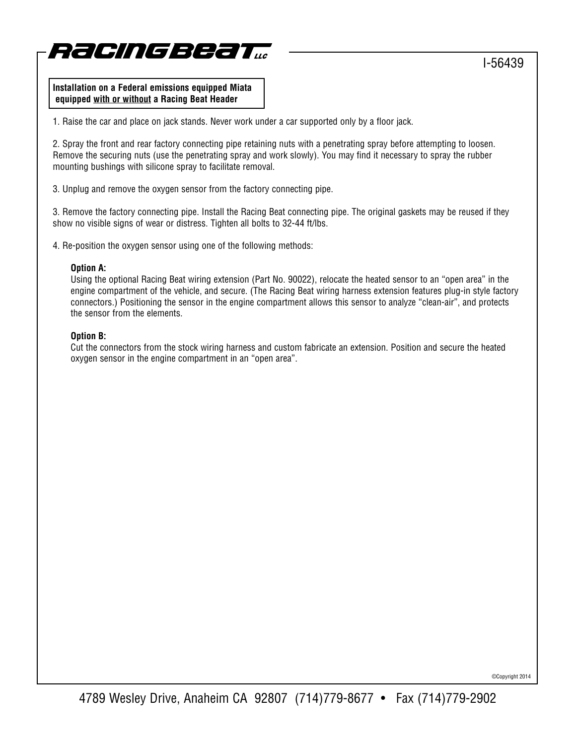I-56439

**Installation on a Federal emissions equipped Miata equipped <u>with or without</u> a Racing Beat Header**

1. Raise the car and place on jack stands. Never work under a car supported only by a floor jack.

2. Spray the front and rear factory connecting pipe retaining nuts with a penetrating spray before attempting to loosen. Remove the securing nuts (use the penetrating spray and work slowly). You may find it necessary to spray the rubber mounting bushings with silicone spray to facilitate removal.

3. Unplug and remove the oxygen sensor from the factory connecting pipe.

3. Remove the factory connecting pipe. Install the Racing Beat connecting pipe. The original gaskets may be reused if they show no visible signs of wear or distress. Tighten all bolts to 32-44 ft/lbs.

4. Re-position the oxygen sensor using one of the following methods:

**Option A:**
Using the optional Racing Beat wiring extension (Part No. 90022), relocate the heated sensor to an “open area” in the engine compartment of the vehicle, and secure. (The Racing Beat wiring harness extension features plug-in style factory connectors.) Positioning the sensor in the engine compartment allows this sensor to analyze “clean-air”, and protects the sensor from the elements.

**Option B:**
Cut the connectors from the stock wiring harness and custom fabricate an extension. Position and secure the heated oxygen sensor in the engine compartment in an “open area”.

©Copyright 2014

4789 Wesley Drive, Anaheim CA 92807 (714)779-8677 • Fax (714)779-2902